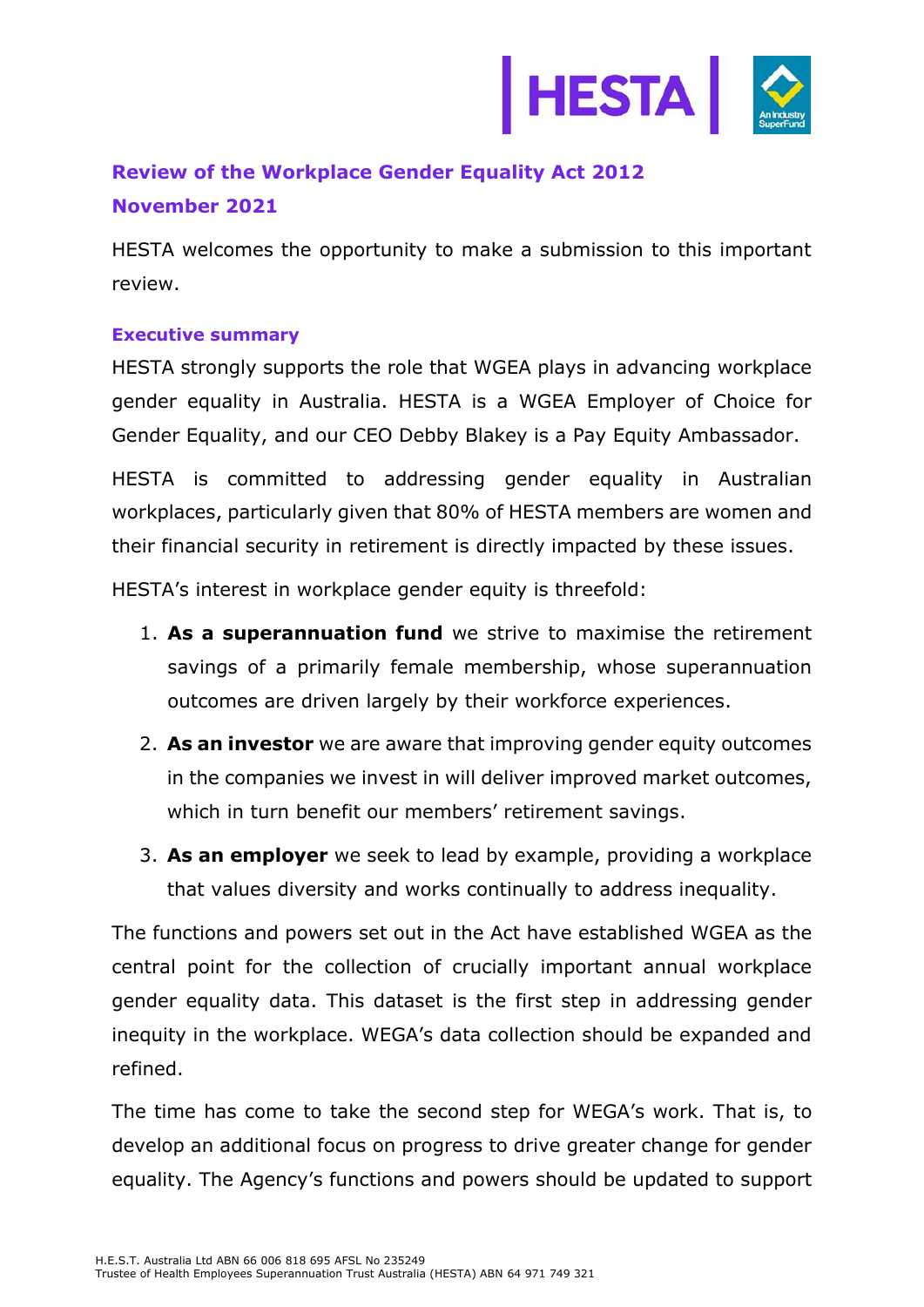## Review of the Workplace Gender Equality Act 2012

## November 2021

HESTA welcomes the opportunity to make a submission to this important review.

### Executive summary

HESTA strongly supports the role that WGEA plays in advancing workplace gender equality in Australia. HESTA is a WGEA Employer of Choice for Gender Equality, and our CEO Debby Blakey is a Pay Equity Ambassador.

HESTA is committed to addressing gender equality in Australian workplaces, particularly given that 80% of HESTA members are women and their financial security in retirement is directly impacted by these issues.

HESTA's interest in workplace gender equity is threefold:

1. **As a superannuation fund** we strive to maximise the retirement savings of a primarily female membership, whose superannuation outcomes are driven largely by their workforce experiences.
2. **As an investor** we are aware that improving gender equity outcomes in the companies we invest in will deliver improved market outcomes, which in turn benefit our members' retirement savings.
3. **As an employer** we seek to lead by example, providing a workplace that values diversity and works continually to address inequality.

The functions and powers set out in the Act have established WGEA as the central point for the collection of crucially important annual workplace gender equality data. This dataset is the first step in addressing gender inequity in the workplace. WEGA's data collection should be expanded and refined.

The time has come to take the second step for WEGA's work. That is, to develop an additional focus on progress to drive greater change for gender equality. The Agency's functions and powers should be updated to support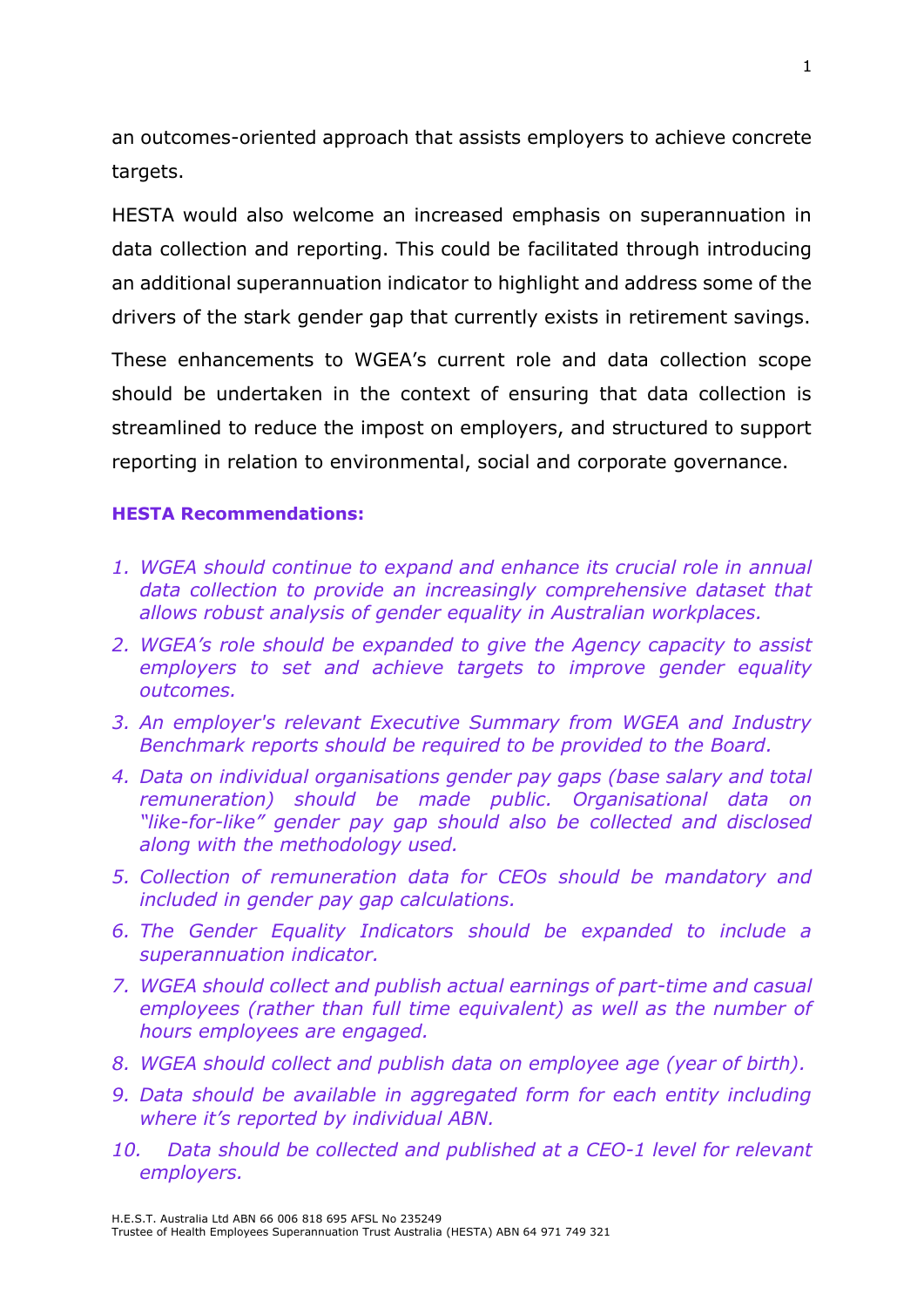an outcomes-oriented approach that assists employers to achieve concrete targets.

HESTA would also welcome an increased emphasis on superannuation in data collection and reporting. This could be facilitated through introducing an additional superannuation indicator to highlight and address some of the drivers of the stark gender gap that currently exists in retirement savings.

These enhancements to WGEA's current role and data collection scope should be undertaken in the context of ensuring that data collection is streamlined to reduce the impost on employers, and structured to support reporting in relation to environmental, social and corporate governance.

**HESTA Recommendations:**

1. *WGEA should continue to expand and enhance its crucial role in annual data collection to provide an increasingly comprehensive dataset that allows robust analysis of gender equality in Australian workplaces.*
2. *WGEA's role should be expanded to give the Agency capacity to assist employers to set and achieve targets to improve gender equality outcomes.*
3. *An employer's relevant Executive Summary from WGEA and Industry Benchmark reports should be required to be provided to the Board.*
4. *Data on individual organisations gender pay gaps (base salary and total remuneration) should be made public. Organisational data on "like-for-like" gender pay gap should also be collected and disclosed along with the methodology used.*
5. *Collection of remuneration data for CEOs should be mandatory and included in gender pay gap calculations.*
6. *The Gender Equality Indicators should be expanded to include a superannuation indicator.*
7. *WGEA should collect and publish actual earnings of part-time and casual employees (rather than full time equivalent) as well as the number of hours employees are engaged.*
8. *WGEA should collect and publish data on employee age (year of birth).*
9. *Data should be available in aggregated form for each entity including where it's reported by individual ABN.*
10. *Data should be collected and published at a CEO-1 level for relevant employers.*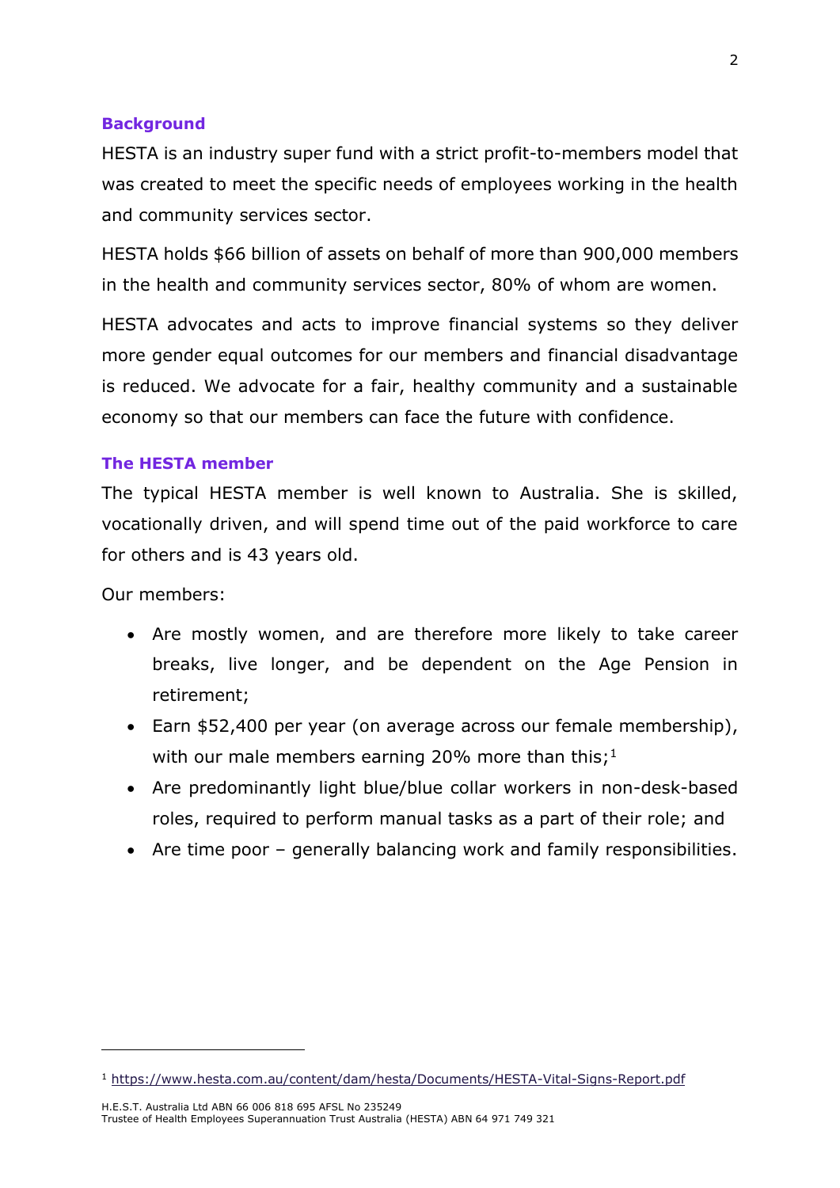## Background

HESTA is an industry super fund with a strict profit-to-members model that was created to meet the specific needs of employees working in the health and community services sector.

HESTA holds $66 billion of assets on behalf of more than 900,000 members in the health and community services sector, 80% of whom are women.

HESTA advocates and acts to improve financial systems so they deliver more gender equal outcomes for our members and financial disadvantage is reduced. We advocate for a fair, healthy community and a sustainable economy so that our members can face the future with confidence.

## The HESTA member

The typical HESTA member is well known to Australia. She is skilled, vocationally driven, and will spend time out of the paid workforce to care for others and is 43 years old.

Our members:

- Are mostly women, and are therefore more likely to take career breaks, live longer, and be dependent on the Age Pension in retirement;
- Earn $52,400 per year (on average across our female membership), with our male members earning 20% more than this;[1]
- Are predominantly light blue/blue collar workers in non-desk-based roles, required to perform manual tasks as a part of their role; and
- Are time poor – generally balancing work and family responsibilities.

---

[1] https://www.hesta.com.au/content/dam/hesta/Documents/HESTA-Vital-Signs-Report.pdf

H.E.S.T. Australia Ltd ABN 66 006 818 695 AFSL No 235249
Trustee of Health Employees Superannuation Trust Australia (HESTA) ABN 64 971 749 321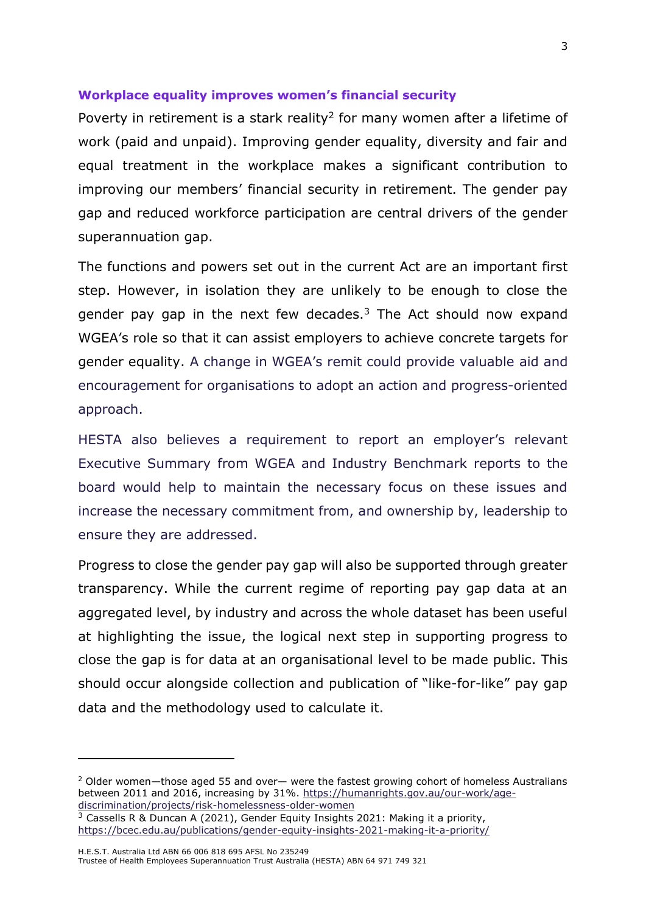**Workplace equality improves women's financial security**

Poverty in retirement is a stark reality[2] for many women after a lifetime of work (paid and unpaid). Improving gender equality, diversity and fair and equal treatment in the workplace makes a significant contribution to improving our members' financial security in retirement. The gender pay gap and reduced workforce participation are central drivers of the gender superannuation gap.

The functions and powers set out in the current Act are an important first step. However, in isolation they are unlikely to be enough to close the gender pay gap in the next few decades.[3] The Act should now expand WGEA's role so that it can assist employers to achieve concrete targets for gender equality. A change in WGEA's remit could provide valuable aid and encouragement for organisations to adopt an action and progress-oriented approach.

HESTA also believes a requirement to report an employer's relevant Executive Summary from WGEA and Industry Benchmark reports to the board would help to maintain the necessary focus on these issues and increase the necessary commitment from, and ownership by, leadership to ensure they are addressed.

Progress to close the gender pay gap will also be supported through greater transparency. While the current regime of reporting pay gap data at an aggregated level, by industry and across the whole dataset has been useful at highlighting the issue, the logical next step in supporting progress to close the gap is for data at an organisational level to be made public. This should occur alongside collection and publication of "like-for-like" pay gap data and the methodology used to calculate it.

---

[2] Older women—those aged 55 and over— were the fastest growing cohort of homeless Australians between 2011 and 2016, increasing by 31%. https://humanrights.gov.au/our-work/age-discrimination/projects/risk-homelessness-older-women

[3] Cassells R & Duncan A (2021), Gender Equity Insights 2021: Making it a priority, https://bcec.edu.au/publications/gender-equity-insights-2021-making-it-a-priority/

H.E.S.T. Australia Ltd ABN 66 006 818 695 AFSL No 235249
Trustee of Health Employees Superannuation Trust Australia (HESTA) ABN 64 971 749 321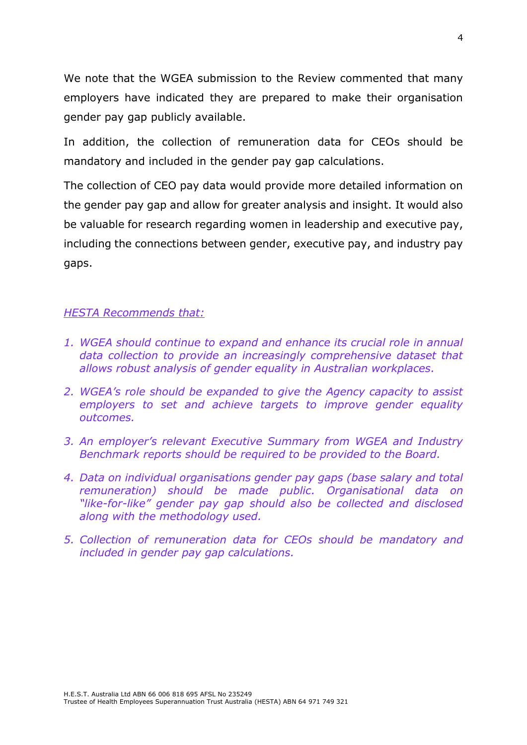We note that the WGEA submission to the Review commented that many employers have indicated they are prepared to make their organisation gender pay gap publicly available.

In addition, the collection of remuneration data for CEOs should be mandatory and included in the gender pay gap calculations.

The collection of CEO pay data would provide more detailed information on the gender pay gap and allow for greater analysis and insight. It would also be valuable for research regarding women in leadership and executive pay, including the connections between gender, executive pay, and industry pay gaps.

*HESTA Recommends that:*

1. *WGEA should continue to expand and enhance its crucial role in annual data collection to provide an increasingly comprehensive dataset that allows robust analysis of gender equality in Australian workplaces.*
2. *WGEA's role should be expanded to give the Agency capacity to assist employers to set and achieve targets to improve gender equality outcomes.*
3. *An employer's relevant Executive Summary from WGEA and Industry Benchmark reports should be required to be provided to the Board.*
4. *Data on individual organisations gender pay gaps (base salary and total remuneration) should be made public. Organisational data on "like-for-like" gender pay gap should also be collected and disclosed along with the methodology used.*
5. *Collection of remuneration data for CEOs should be mandatory and included in gender pay gap calculations.*

H.E.S.T. Australia Ltd ABN 66 006 818 695 AFSL No 235249
Trustee of Health Employees Superannuation Trust Australia (HESTA) ABN 64 971 749 321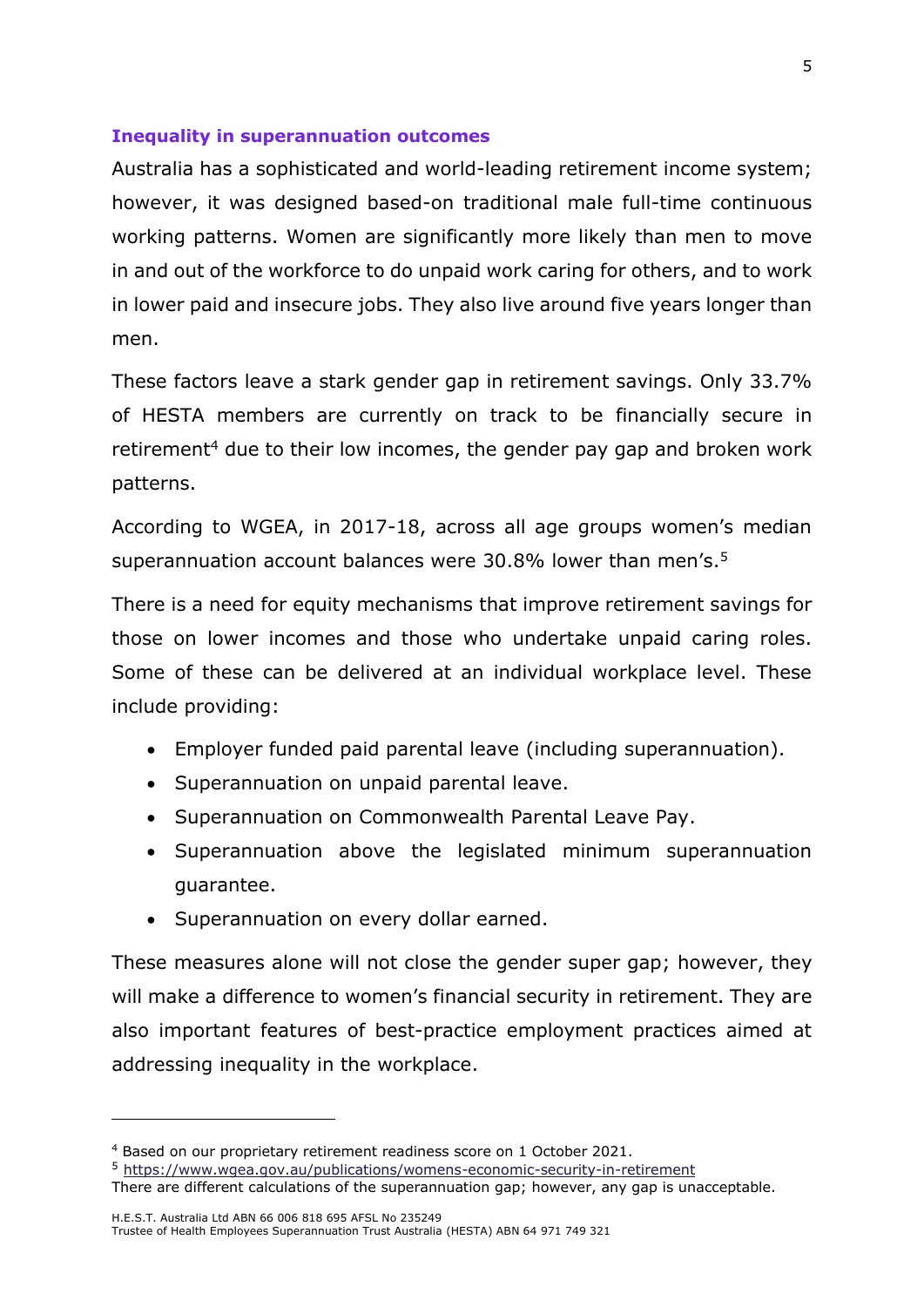### Inequality in superannuation outcomes

Australia has a sophisticated and world-leading retirement income system; however, it was designed based-on traditional male full-time continuous working patterns. Women are significantly more likely than men to move in and out of the workforce to do unpaid work caring for others, and to work in lower paid and insecure jobs. They also live around five years longer than men.

These factors leave a stark gender gap in retirement savings. Only 33.7% of HESTA members are currently on track to be financially secure in retirement[4] due to their low incomes, the gender pay gap and broken work patterns.

According to WGEA, in 2017-18, across all age groups women's median superannuation account balances were 30.8% lower than men's.[5]

There is a need for equity mechanisms that improve retirement savings for those on lower incomes and those who undertake unpaid caring roles. Some of these can be delivered at an individual workplace level. These include providing:

- Employer funded paid parental leave (including superannuation).
- Superannuation on unpaid parental leave.
- Superannuation on Commonwealth Parental Leave Pay.
- Superannuation above the legislated minimum superannuation guarantee.
- Superannuation on every dollar earned.

These measures alone will not close the gender super gap; however, they will make a difference to women's financial security in retirement. They are also important features of best-practice employment practices aimed at addressing inequality in the workplace.

---

[4] Based on our proprietary retirement readiness score on 1 October 2021.

[5] https://www.wgea.gov.au/publications/womens-economic-security-in-retirement
There are different calculations of the superannuation gap; however, any gap is unacceptable.

H.E.S.T. Australia Ltd ABN 66 006 818 695 AFSL No 235249
Trustee of Health Employees Superannuation Trust Australia (HESTA) ABN 64 971 749 321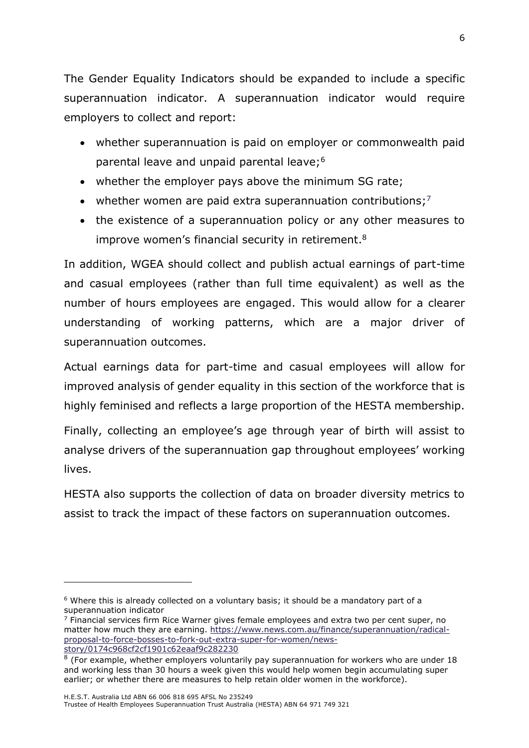The Gender Equality Indicators should be expanded to include a specific superannuation indicator. A superannuation indicator would require employers to collect and report:

- whether superannuation is paid on employer or commonwealth paid parental leave and unpaid parental leave;[6]
- whether the employer pays above the minimum SG rate;
- whether women are paid extra superannuation contributions;[7]
- the existence of a superannuation policy or any other measures to improve women's financial security in retirement.[8]

In addition, WGEA should collect and publish actual earnings of part-time and casual employees (rather than full time equivalent) as well as the number of hours employees are engaged. This would allow for a clearer understanding of working patterns, which are a major driver of superannuation outcomes.

Actual earnings data for part-time and casual employees will allow for improved analysis of gender equality in this section of the workforce that is highly feminised and reflects a large proportion of the HESTA membership.

Finally, collecting an employee's age through year of birth will assist to analyse drivers of the superannuation gap throughout employees' working lives.

HESTA also supports the collection of data on broader diversity metrics to assist to track the impact of these factors on superannuation outcomes.

---

[6] Where this is already collected on a voluntary basis; it should be a mandatory part of a superannuation indicator

[7] Financial services firm Rice Warner gives female employees and extra two per cent super, no matter how much they are earning. https://www.news.com.au/finance/superannuation/radical-proposal-to-force-bosses-to-fork-out-extra-super-for-women/news-story/0174c968cf2cf1901c62eaaf9c282230

[8] (For example, whether employers voluntarily pay superannuation for workers who are under 18 and working less than 30 hours a week given this would help women begin accumulating super earlier; or whether there are measures to help retain older women in the workforce).

H.E.S.T. Australia Ltd ABN 66 006 818 695 AFSL No 235249
Trustee of Health Employees Superannuation Trust Australia (HESTA) ABN 64 971 749 321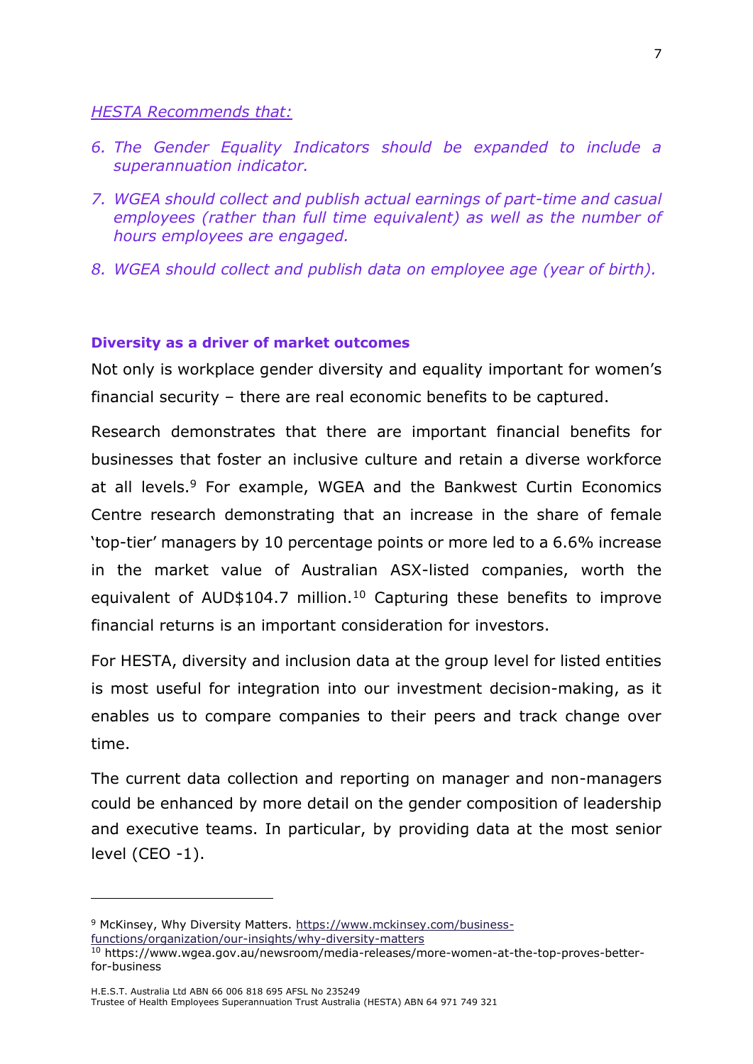*HESTA Recommends that:*

6. *The Gender Equality Indicators should be expanded to include a superannuation indicator.*
7. *WGEA should collect and publish actual earnings of part-time and casual employees (rather than full time equivalent) as well as the number of hours employees are engaged.*
8. *WGEA should collect and publish data on employee age (year of birth).*

**Diversity as a driver of market outcomes**

Not only is workplace gender diversity and equality important for women's financial security – there are real economic benefits to be captured.

Research demonstrates that there are important financial benefits for businesses that foster an inclusive culture and retain a diverse workforce at all levels.[9] For example, WGEA and the Bankwest Curtin Economics Centre research demonstrating that an increase in the share of female 'top-tier' managers by 10 percentage points or more led to a 6.6% increase in the market value of Australian ASX-listed companies, worth the equivalent of AUD$104.7 million.[10] Capturing these benefits to improve financial returns is an important consideration for investors.

For HESTA, diversity and inclusion data at the group level for listed entities is most useful for integration into our investment decision-making, as it enables us to compare companies to their peers and track change over time.

The current data collection and reporting on manager and non-managers could be enhanced by more detail on the gender composition of leadership and executive teams. In particular, by providing data at the most senior level (CEO -1).

[9] McKinsey, Why Diversity Matters. https://www.mckinsey.com/business-functions/organization/our-insights/why-diversity-matters

[10] https://www.wgea.gov.au/newsroom/media-releases/more-women-at-the-top-proves-better-for-business

H.E.S.T. Australia Ltd ABN 66 006 818 695 AFSL No 235249
Trustee of Health Employees Superannuation Trust Australia (HESTA) ABN 64 971 749 321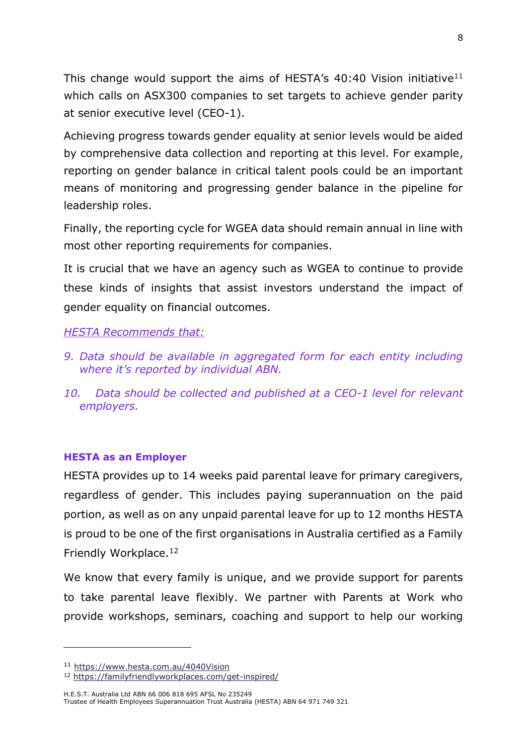This change would support the aims of HESTA's 40:40 Vision initiative[11] which calls on ASX300 companies to set targets to achieve gender parity at senior executive level (CEO-1).

Achieving progress towards gender equality at senior levels would be aided by comprehensive data collection and reporting at this level. For example, reporting on gender balance in critical talent pools could be an important means of monitoring and progressing gender balance in the pipeline for leadership roles.

Finally, the reporting cycle for WGEA data should remain annual in line with most other reporting requirements for companies.

It is crucial that we have an agency such as WGEA to continue to provide these kinds of insights that assist investors understand the impact of gender equality on financial outcomes.

*HESTA Recommends that:*

9. *Data should be available in aggregated form for each entity including where it's reported by individual ABN.*
10. *Data should be collected and published at a CEO-1 level for relevant employers.*

**HESTA as an Employer**

HESTA provides up to 14 weeks paid parental leave for primary caregivers, regardless of gender. This includes paying superannuation on the paid portion, as well as on any unpaid parental leave for up to 12 months HESTA is proud to be one of the first organisations in Australia certified as a Family Friendly Workplace.[12]

We know that every family is unique, and we provide support for parents to take parental leave flexibly. We partner with Parents at Work who provide workshops, seminars, coaching and support to help our working

[11] https://www.hesta.com.au/4040Vision

[12] https://familyfriendlyworkplaces.com/get-inspired/

H.E.S.T. Australia Ltd ABN 66 006 818 695 AFSL No 235249
Trustee of Health Employees Superannuation Trust Australia (HESTA) ABN 64 971 749 321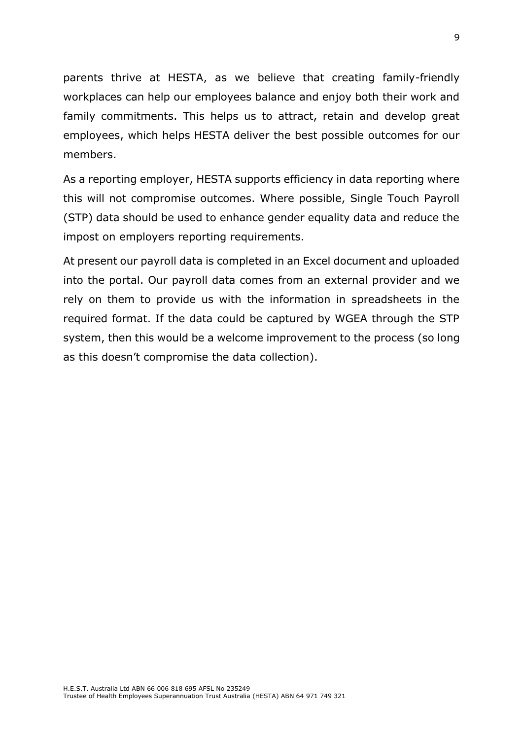parents thrive at HESTA, as we believe that creating family-friendly workplaces can help our employees balance and enjoy both their work and family commitments. This helps us to attract, retain and develop great employees, which helps HESTA deliver the best possible outcomes for our members.

As a reporting employer, HESTA supports efficiency in data reporting where this will not compromise outcomes. Where possible, Single Touch Payroll (STP) data should be used to enhance gender equality data and reduce the impost on employers reporting requirements.

At present our payroll data is completed in an Excel document and uploaded into the portal. Our payroll data comes from an external provider and we rely on them to provide us with the information in spreadsheets in the required format. If the data could be captured by WGEA through the STP system, then this would be a welcome improvement to the process (so long as this doesn't compromise the data collection).